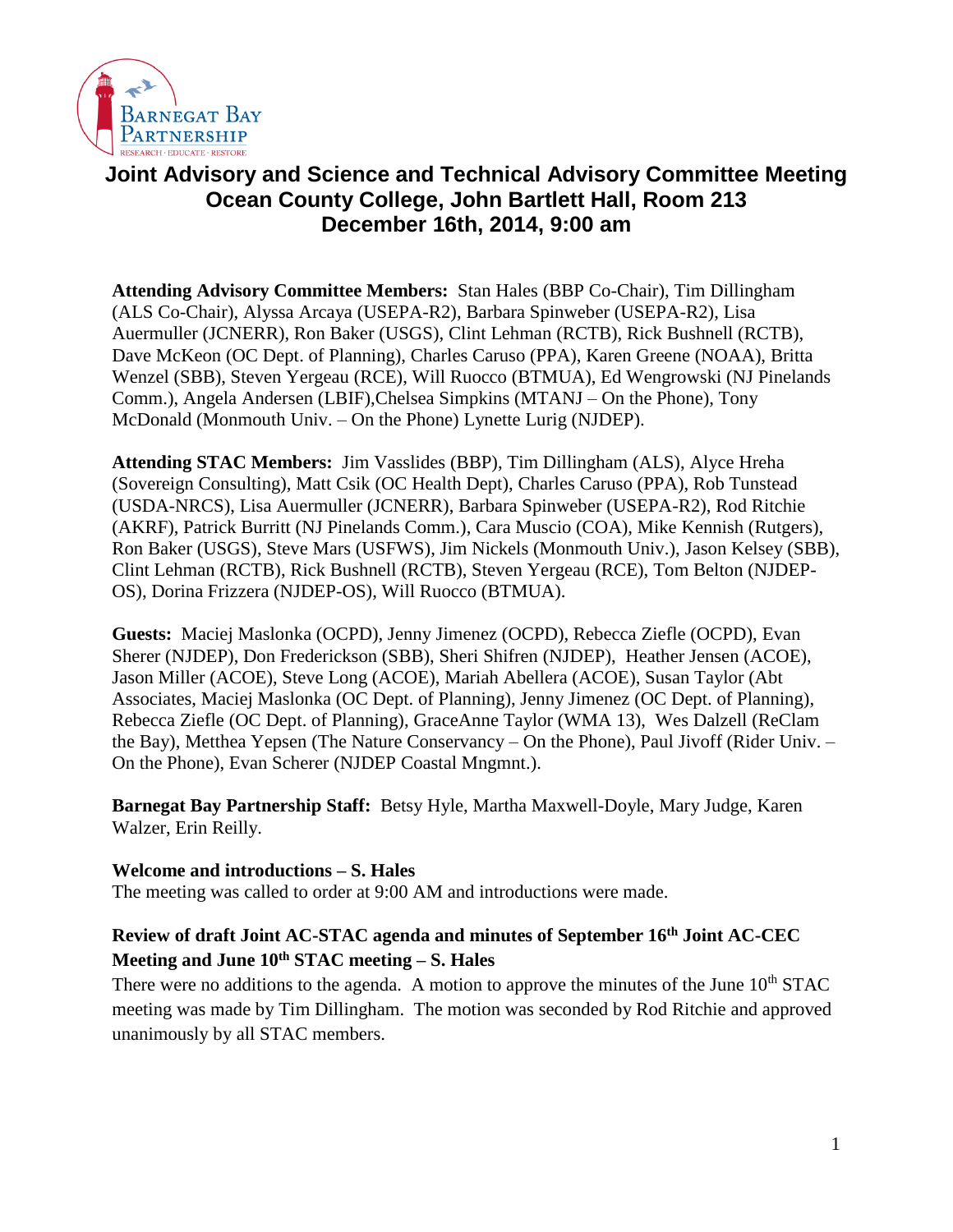# Joint Advisory and Science and Technical Advisory Committee Meeting
## Ocean County College, John Bartlett Hall, Room 213
## December 16th, 2014, 9:00 am

**Attending Advisory Committee Members:** Stan Hales (BBP Co-Chair), Tim Dillingham (ALS Co-Chair), Alyssa Arcaya (USEPA-R2), Barbara Spinweber (USEPA-R2), Lisa Auermuller (JCNERR), Ron Baker (USGS), Clint Lehman (RCTB), Rick Bushnell (RCTB), Dave McKeon (OC Dept. of Planning), Charles Caruso (PPA), Karen Greene (NOAA), Britta Wenzel (SBB), Steven Yergeau (RCE), Will Ruocco (BTMUA), Ed Wengrowski (NJ Pinelands Comm.), Angela Andersen (LBIF),Chelsea Simpkins (MTANJ – On the Phone), Tony McDonald (Monmouth Univ. – On the Phone) Lynette Lurig (NJDEP).

**Attending STAC Members:** Jim Vasslides (BBP), Tim Dillingham (ALS), Alyce Hreha (Sovereign Consulting), Matt Csik (OC Health Dept), Charles Caruso (PPA), Rob Tunstead (USDA-NRCS), Lisa Auermuller (JCNERR), Barbara Spinweber (USEPA-R2), Rod Ritchie (AKRF), Patrick Burritt (NJ Pinelands Comm.), Cara Muscio (COA), Mike Kennish (Rutgers), Ron Baker (USGS), Steve Mars (USFWS), Jim Nickels (Monmouth Univ.), Jason Kelsey (SBB), Clint Lehman (RCTB), Rick Bushnell (RCTB), Steven Yergeau (RCE), Tom Belton (NJDEP-OS), Dorina Frizzera (NJDEP-OS), Will Ruocco (BTMUA).

**Guests:** Maciej Maslonka (OCPD), Jenny Jimenez (OCPD), Rebecca Ziefle (OCPD), Evan Sherer (NJDEP), Don Frederickson (SBB), Sheri Shifren (NJDEP), Heather Jensen (ACOE), Jason Miller (ACOE), Steve Long (ACOE), Mariah Abellera (ACOE), Susan Taylor (Abt Associates, Maciej Maslonka (OC Dept. of Planning), Jenny Jimenez (OC Dept. of Planning), Rebecca Ziefle (OC Dept. of Planning), GraceAnne Taylor (WMA 13), Wes Dalzell (ReClam the Bay), Metthea Yepsen (The Nature Conservancy – On the Phone), Paul Jivoff (Rider Univ. – On the Phone), Evan Scherer (NJDEP Coastal Mngmnt.).

**Barnegat Bay Partnership Staff:** Betsy Hyle, Martha Maxwell-Doyle, Mary Judge, Karen Walzer, Erin Reilly.

**Welcome and introductions – S. Hales**

The meeting was called to order at 9:00 AM and introductions were made.

**Review of draft Joint AC-STAC agenda and minutes of September 16th Joint AC-CEC Meeting and June 10th STAC meeting – S. Hales**

There were no additions to the agenda. A motion to approve the minutes of the June 10th STAC meeting was made by Tim Dillingham. The motion was seconded by Rod Ritchie and approved unanimously by all STAC members.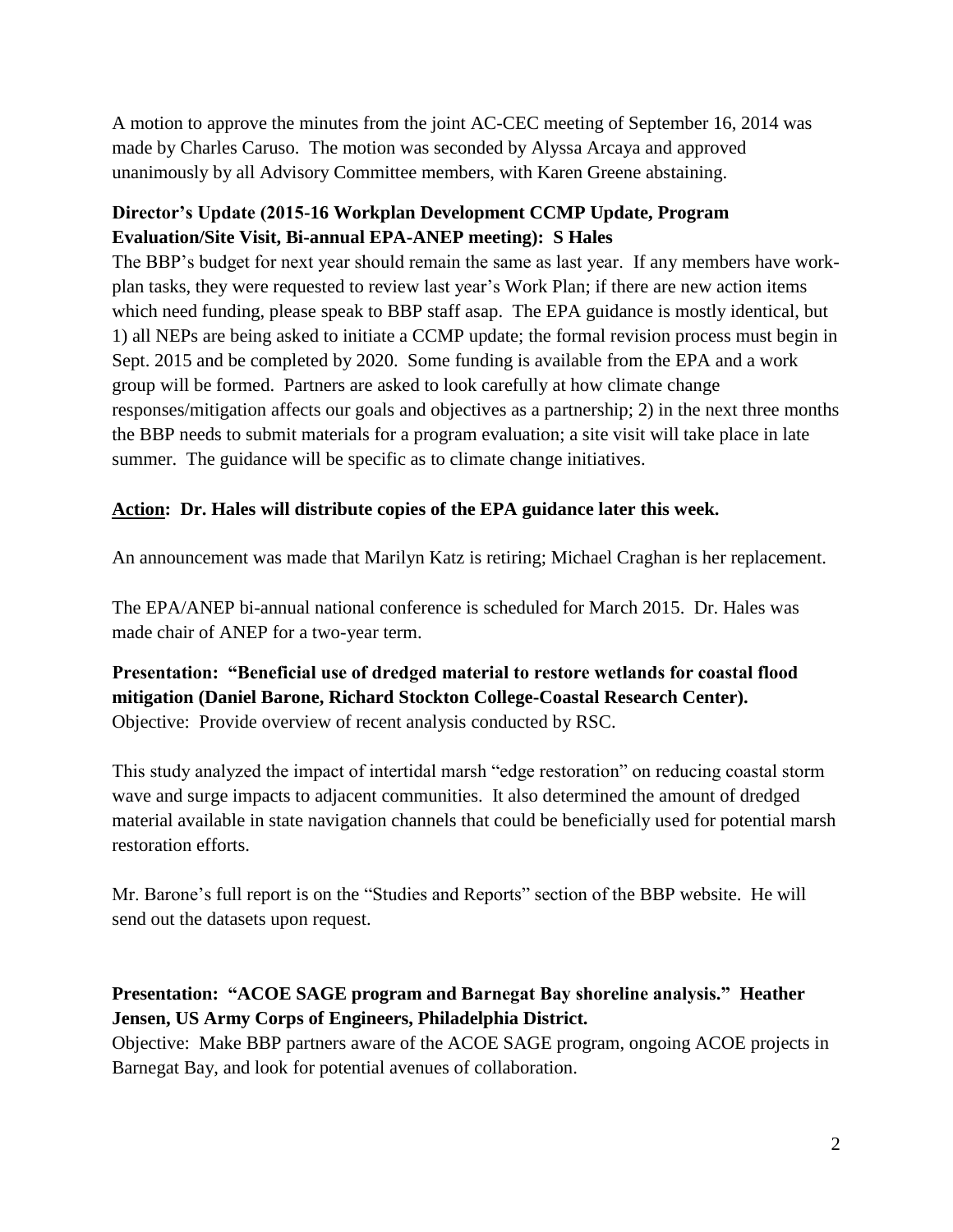A motion to approve the minutes from the joint AC-CEC meeting of September 16, 2014 was made by Charles Caruso. The motion was seconded by Alyssa Arcaya and approved unanimously by all Advisory Committee members, with Karen Greene abstaining.

**Director's Update (2015-16 Workplan Development CCMP Update, Program Evaluation/Site Visit, Bi-annual EPA-ANEP meeting): S Hales**

The BBP's budget for next year should remain the same as last year. If any members have work-plan tasks, they were requested to review last year's Work Plan; if there are new action items which need funding, please speak to BBP staff asap. The EPA guidance is mostly identical, but 1) all NEPs are being asked to initiate a CCMP update; the formal revision process must begin in Sept. 2015 and be completed by 2020. Some funding is available from the EPA and a work group will be formed. Partners are asked to look carefully at how climate change responses/mitigation affects our goals and objectives as a partnership; 2) in the next three months the BBP needs to submit materials for a program evaluation; a site visit will take place in late summer. The guidance will be specific as to climate change initiatives.

**Action: Dr. Hales will distribute copies of the EPA guidance later this week.**

An announcement was made that Marilyn Katz is retiring; Michael Craghan is her replacement.

The EPA/ANEP bi-annual national conference is scheduled for March 2015. Dr. Hales was made chair of ANEP for a two-year term.

**Presentation: "Beneficial use of dredged material to restore wetlands for coastal flood mitigation (Daniel Barone, Richard Stockton College-Coastal Research Center).**

Objective: Provide overview of recent analysis conducted by RSC.

This study analyzed the impact of intertidal marsh "edge restoration" on reducing coastal storm wave and surge impacts to adjacent communities. It also determined the amount of dredged material available in state navigation channels that could be beneficially used for potential marsh restoration efforts.

Mr. Barone's full report is on the "Studies and Reports" section of the BBP website. He will send out the datasets upon request.

**Presentation: "ACOE SAGE program and Barnegat Bay shoreline analysis." Heather Jensen, US Army Corps of Engineers, Philadelphia District.**

Objective: Make BBP partners aware of the ACOE SAGE program, ongoing ACOE projects in Barnegat Bay, and look for potential avenues of collaboration.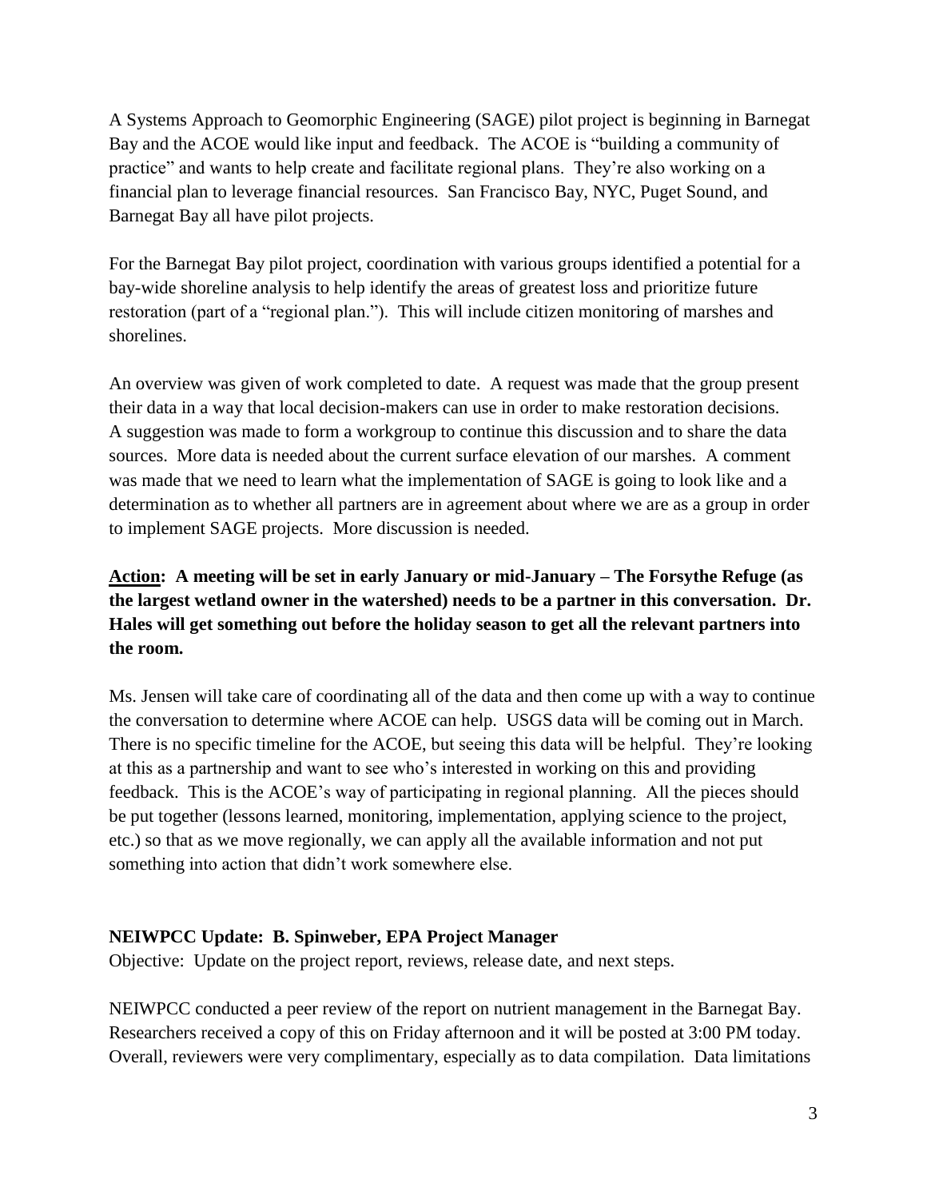A Systems Approach to Geomorphic Engineering (SAGE) pilot project is beginning in Barnegat Bay and the ACOE would like input and feedback. The ACOE is "building a community of practice" and wants to help create and facilitate regional plans. They're also working on a financial plan to leverage financial resources. San Francisco Bay, NYC, Puget Sound, and Barnegat Bay all have pilot projects.

For the Barnegat Bay pilot project, coordination with various groups identified a potential for a bay-wide shoreline analysis to help identify the areas of greatest loss and prioritize future restoration (part of a "regional plan."). This will include citizen monitoring of marshes and shorelines.

An overview was given of work completed to date. A request was made that the group present their data in a way that local decision-makers can use in order to make restoration decisions. A suggestion was made to form a workgroup to continue this discussion and to share the data sources. More data is needed about the current surface elevation of our marshes. A comment was made that we need to learn what the implementation of SAGE is going to look like and a determination as to whether all partners are in agreement about where we are as a group in order to implement SAGE projects. More discussion is needed.

**<u>Action</u>: A meeting will be set in early January or mid-January – The Forsythe Refuge (as the largest wetland owner in the watershed) needs to be a partner in this conversation. Dr. Hales will get something out before the holiday season to get all the relevant partners into the room.**

Ms. Jensen will take care of coordinating all of the data and then come up with a way to continue the conversation to determine where ACOE can help. USGS data will be coming out in March. There is no specific timeline for the ACOE, but seeing this data will be helpful. They're looking at this as a partnership and want to see who's interested in working on this and providing feedback. This is the ACOE's way of participating in regional planning. All the pieces should be put together (lessons learned, monitoring, implementation, applying science to the project, etc.) so that as we move regionally, we can apply all the available information and not put something into action that didn't work somewhere else.

**NEIWPCC Update: B. Spinweber, EPA Project Manager**

Objective: Update on the project report, reviews, release date, and next steps.

NEIWPCC conducted a peer review of the report on nutrient management in the Barnegat Bay. Researchers received a copy of this on Friday afternoon and it will be posted at 3:00 PM today. Overall, reviewers were very complimentary, especially as to data compilation. Data limitations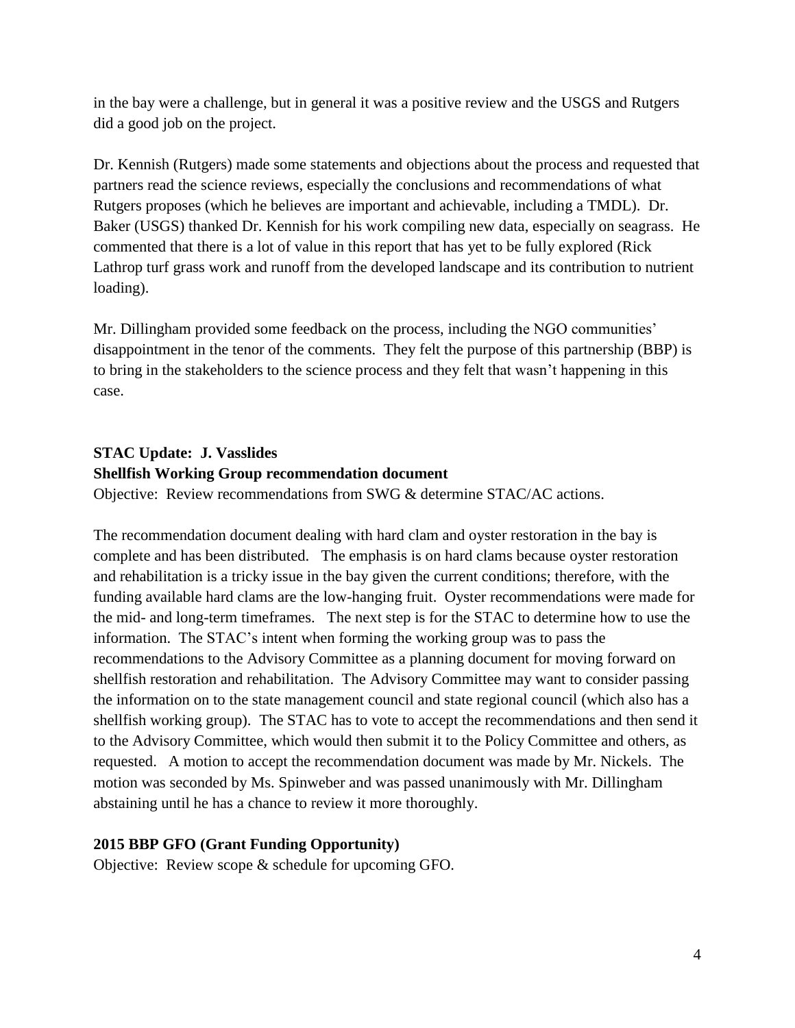in the bay were a challenge, but in general it was a positive review and the USGS and Rutgers did a good job on the project.

Dr. Kennish (Rutgers) made some statements and objections about the process and requested that partners read the science reviews, especially the conclusions and recommendations of what Rutgers proposes (which he believes are important and achievable, including a TMDL). Dr. Baker (USGS) thanked Dr. Kennish for his work compiling new data, especially on seagrass. He commented that there is a lot of value in this report that has yet to be fully explored (Rick Lathrop turf grass work and runoff from the developed landscape and its contribution to nutrient loading).

Mr. Dillingham provided some feedback on the process, including the NGO communities' disappointment in the tenor of the comments. They felt the purpose of this partnership (BBP) is to bring in the stakeholders to the science process and they felt that wasn't happening in this case.

**STAC Update: J. Vasslides**

**Shellfish Working Group recommendation document**

Objective: Review recommendations from SWG & determine STAC/AC actions.

The recommendation document dealing with hard clam and oyster restoration in the bay is complete and has been distributed. The emphasis is on hard clams because oyster restoration and rehabilitation is a tricky issue in the bay given the current conditions; therefore, with the funding available hard clams are the low-hanging fruit. Oyster recommendations were made for the mid- and long-term timeframes. The next step is for the STAC to determine how to use the information. The STAC's intent when forming the working group was to pass the recommendations to the Advisory Committee as a planning document for moving forward on shellfish restoration and rehabilitation. The Advisory Committee may want to consider passing the information on to the state management council and state regional council (which also has a shellfish working group). The STAC has to vote to accept the recommendations and then send it to the Advisory Committee, which would then submit it to the Policy Committee and others, as requested. A motion to accept the recommendation document was made by Mr. Nickels. The motion was seconded by Ms. Spinweber and was passed unanimously with Mr. Dillingham abstaining until he has a chance to review it more thoroughly.

**2015 BBP GFO (Grant Funding Opportunity)**

Objective: Review scope & schedule for upcoming GFO.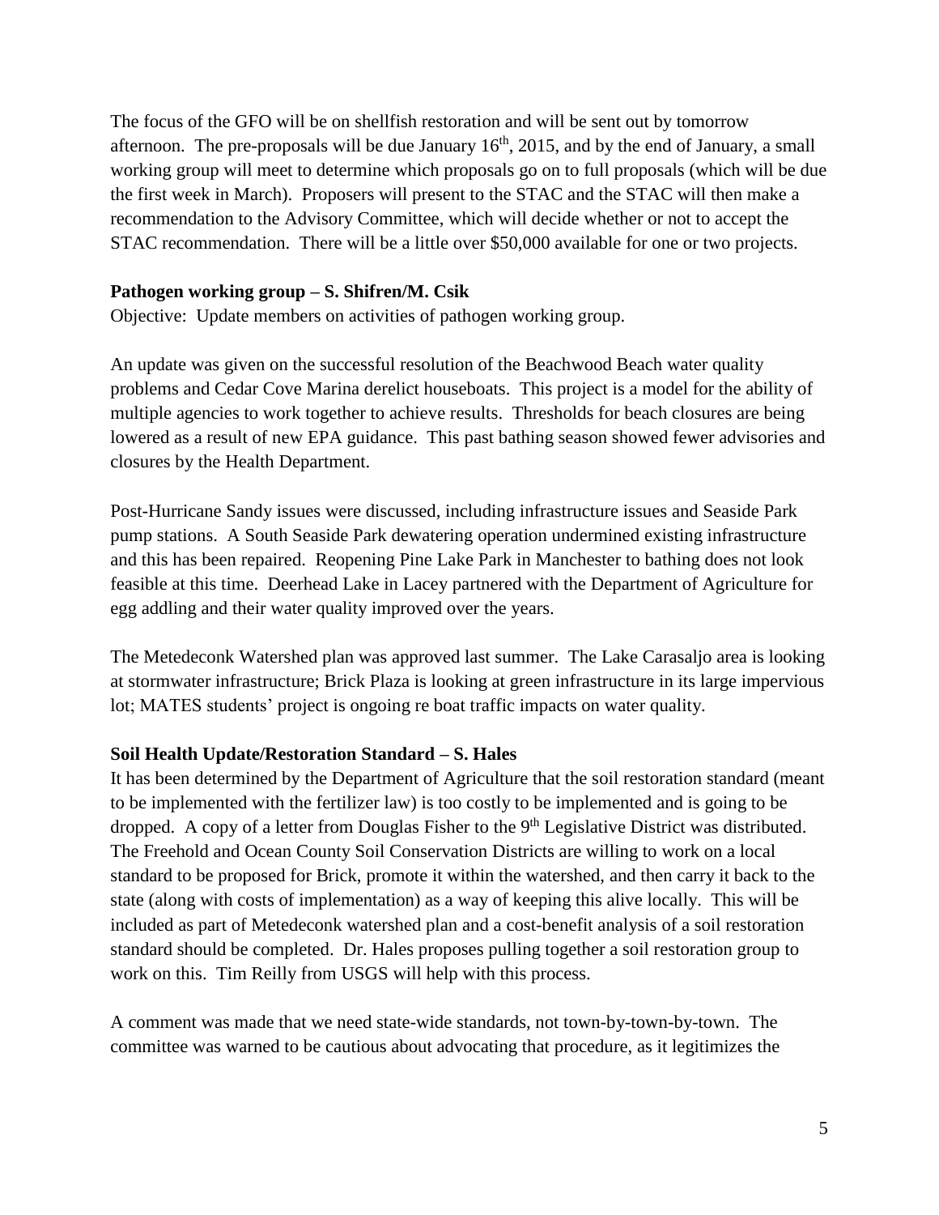The focus of the GFO will be on shellfish restoration and will be sent out by tomorrow afternoon. The pre-proposals will be due January 16th, 2015, and by the end of January, a small working group will meet to determine which proposals go on to full proposals (which will be due the first week in March). Proposers will present to the STAC and the STAC will then make a recommendation to the Advisory Committee, which will decide whether or not to accept the STAC recommendation. There will be a little over $50,000 available for one or two projects.

**Pathogen working group – S. Shifren/M. Csik**

Objective: Update members on activities of pathogen working group.

An update was given on the successful resolution of the Beachwood Beach water quality problems and Cedar Cove Marina derelict houseboats. This project is a model for the ability of multiple agencies to work together to achieve results. Thresholds for beach closures are being lowered as a result of new EPA guidance. This past bathing season showed fewer advisories and closures by the Health Department.

Post-Hurricane Sandy issues were discussed, including infrastructure issues and Seaside Park pump stations. A South Seaside Park dewatering operation undermined existing infrastructure and this has been repaired. Reopening Pine Lake Park in Manchester to bathing does not look feasible at this time. Deerhead Lake in Lacey partnered with the Department of Agriculture for egg addling and their water quality improved over the years.

The Metedeconk Watershed plan was approved last summer. The Lake Carasaljo area is looking at stormwater infrastructure; Brick Plaza is looking at green infrastructure in its large impervious lot; MATES students' project is ongoing re boat traffic impacts on water quality.

**Soil Health Update/Restoration Standard – S. Hales**

It has been determined by the Department of Agriculture that the soil restoration standard (meant to be implemented with the fertilizer law) is too costly to be implemented and is going to be dropped. A copy of a letter from Douglas Fisher to the 9th Legislative District was distributed. The Freehold and Ocean County Soil Conservation Districts are willing to work on a local standard to be proposed for Brick, promote it within the watershed, and then carry it back to the state (along with costs of implementation) as a way of keeping this alive locally. This will be included as part of Metedeconk watershed plan and a cost-benefit analysis of a soil restoration standard should be completed. Dr. Hales proposes pulling together a soil restoration group to work on this. Tim Reilly from USGS will help with this process.

A comment was made that we need state-wide standards, not town-by-town-by-town. The committee was warned to be cautious about advocating that procedure, as it legitimizes the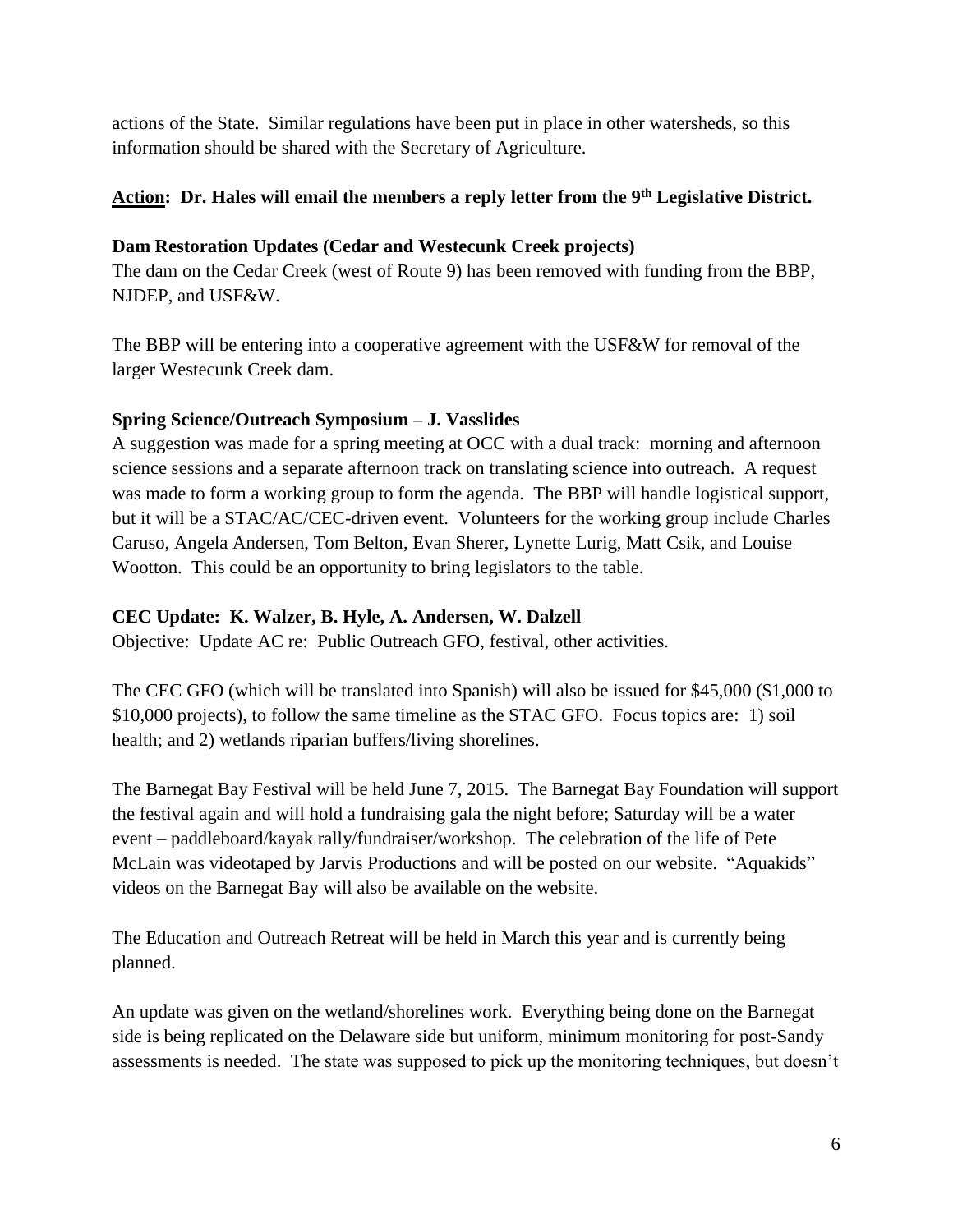actions of the State. Similar regulations have been put in place in other watersheds, so this information should be shared with the Secretary of Agriculture.

**Action: Dr. Hales will email the members a reply letter from the 9th Legislative District.**

**Dam Restoration Updates (Cedar and Westecunk Creek projects)**

The dam on the Cedar Creek (west of Route 9) has been removed with funding from the BBP, NJDEP, and USF&W.

The BBP will be entering into a cooperative agreement with the USF&W for removal of the larger Westecunk Creek dam.

**Spring Science/Outreach Symposium – J. Vasslides**

A suggestion was made for a spring meeting at OCC with a dual track: morning and afternoon science sessions and a separate afternoon track on translating science into outreach. A request was made to form a working group to form the agenda. The BBP will handle logistical support, but it will be a STAC/AC/CEC-driven event. Volunteers for the working group include Charles Caruso, Angela Andersen, Tom Belton, Evan Sherer, Lynette Lurig, Matt Csik, and Louise Wootton. This could be an opportunity to bring legislators to the table.

**CEC Update: K. Walzer, B. Hyle, A. Andersen, W. Dalzell**

Objective: Update AC re: Public Outreach GFO, festival, other activities.

The CEC GFO (which will be translated into Spanish) will also be issued for $45,000 ($1,000 to $10,000 projects), to follow the same timeline as the STAC GFO. Focus topics are: 1) soil health; and 2) wetlands riparian buffers/living shorelines.

The Barnegat Bay Festival will be held June 7, 2015. The Barnegat Bay Foundation will support the festival again and will hold a fundraising gala the night before; Saturday will be a water event – paddleboard/kayak rally/fundraiser/workshop. The celebration of the life of Pete McLain was videotaped by Jarvis Productions and will be posted on our website. "Aquakids" videos on the Barnegat Bay will also be available on the website.

The Education and Outreach Retreat will be held in March this year and is currently being planned.

An update was given on the wetland/shorelines work. Everything being done on the Barnegat side is being replicated on the Delaware side but uniform, minimum monitoring for post-Sandy assessments is needed. The state was supposed to pick up the monitoring techniques, but doesn't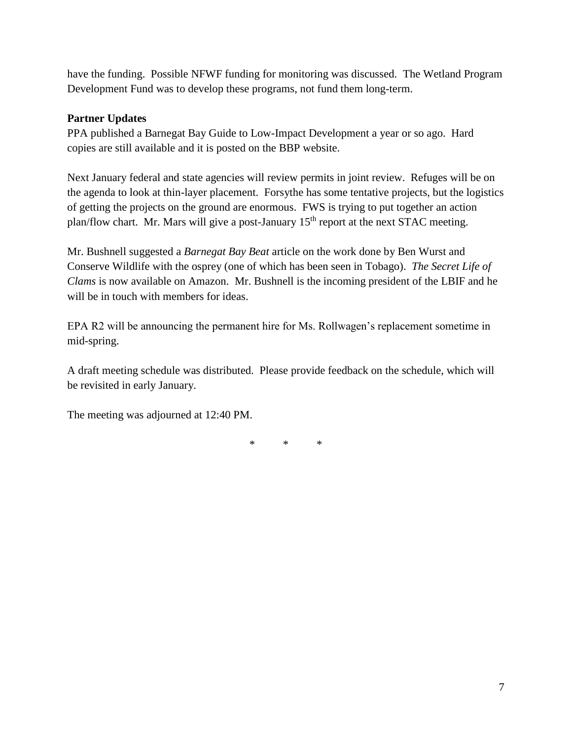have the funding. Possible NFWF funding for monitoring was discussed. The Wetland Program Development Fund was to develop these programs, not fund them long-term.

**Partner Updates**

PPA published a Barnegat Bay Guide to Low-Impact Development a year or so ago. Hard copies are still available and it is posted on the BBP website.

Next January federal and state agencies will review permits in joint review. Refuges will be on the agenda to look at thin-layer placement. Forsythe has some tentative projects, but the logistics of getting the projects on the ground are enormous. FWS is trying to put together an action plan/flow chart. Mr. Mars will give a post-January 15th report at the next STAC meeting.

Mr. Bushnell suggested a *Barnegat Bay Beat* article on the work done by Ben Wurst and Conserve Wildlife with the osprey (one of which has been seen in Tobago). *The Secret Life of Clams* is now available on Amazon. Mr. Bushnell is the incoming president of the LBIF and he will be in touch with members for ideas.

EPA R2 will be announcing the permanent hire for Ms. Rollwagen's replacement sometime in mid-spring.

A draft meeting schedule was distributed. Please provide feedback on the schedule, which will be revisited in early January.

The meeting was adjourned at 12:40 PM.

\* \* \*